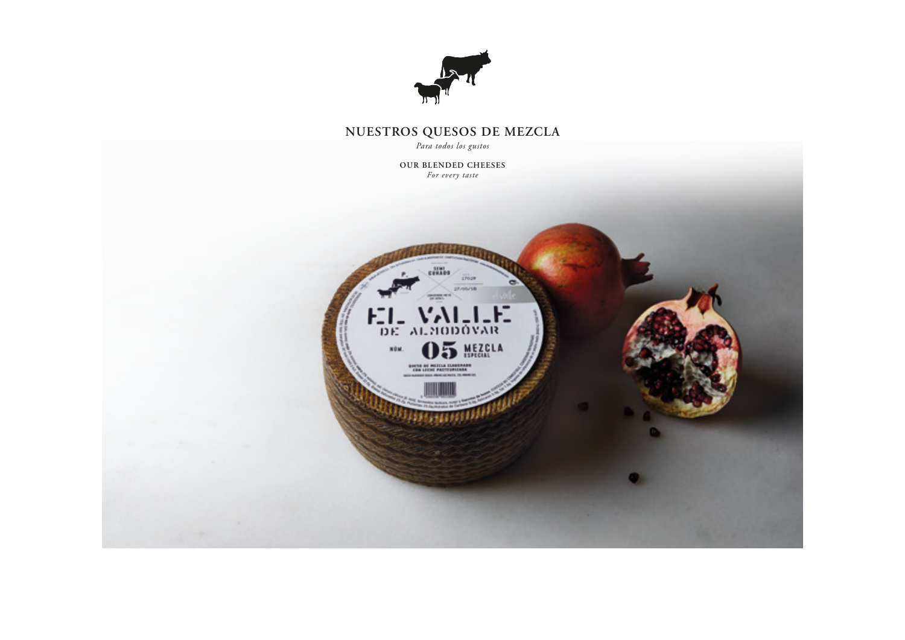# NUESTROS QUESOS DE MEZCLA

*Para todos los gustos*

## OUR BLENDED CHEESES

*For every taste*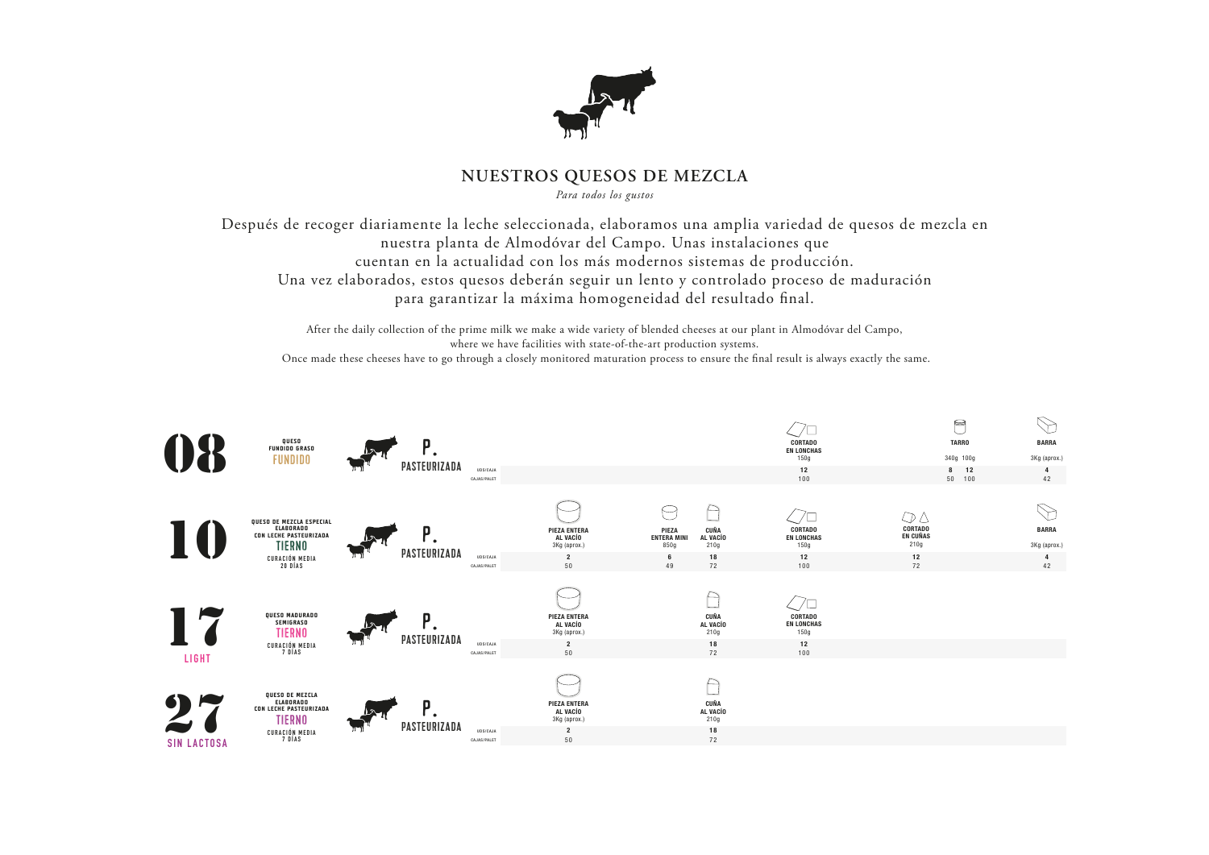## NUESTROS QUESOS DE MEZCLA

*Para todos los gustos*

Después de recoger diariamente la leche seleccionada, elaboramos una amplia variedad de quesos de mezcla en nuestra planta de Almodóvar del Campo. Unas instalaciones que cuentan en la actualidad con los más modernos sistemas de producción. Una vez elaborados, estos quesos deberán seguir un lento y controlado proceso de maduración para garantizar la máxima homogeneidad del resultado final.

After the daily collection of the prime milk we make a wide variety of blended cheeses at our plant in Almodóvar del Campo, where we have facilities with state-of-the-art production systems. Once made these cheeses have to go through a closely monitored maturation process to ensure the final result is always exactly the same.

| Nº | Queso | Leche | | Pieza entera al vacío 3Kg (aprox.) | Pieza entera mini 850g | Cuña al vacío 210g | Cortado en lonchas 150g | Cortado en cuñas 210g | Tarro 340g / 100g | Barra 3Kg (aprox.) |
|---|---|---|---|---|---|---|---|---|---|---|
| 08 | QUESO FUNDIDO GRASO **FUNDIDO** | P. PASTEURIZADA | UDS/CAJA | | | | 12 | | 8 / 12 | 4 |
| | | | CAJAS/PALET | | | | 100 | | 50 / 100 | 42 |
| 10 | QUESO DE MEZCLA ESPECIAL ELABORADO CON LECHE PASTEURIZADA **TIERNO** CURACIÓN MEDIA 20 DÍAS | P. PASTEURIZADA | UDS/CAJA | 2 | 6 | 18 | 12 | 12 | | 4 |
| | | | CAJAS/PALET | 50 | 49 | 72 | 100 | 72 | | 42 |
| 17 LIGHT | QUESO MADURADO SEMIGRASO **TIERNO** CURACIÓN MEDIA 7 DÍAS | P. PASTEURIZADA | UDS/CAJA | 2 | | 18 | 12 | | | |
| | | | CAJAS/PALET | 50 | | 72 | 100 | | | |
| 27 SIN LACTOSA | QUESO DE MEZCLA ELABORADO CON LECHE PASTEURIZADA **TIERNO** CURACIÓN MEDIA 7 DÍAS | P. PASTEURIZADA | UDS/CAJA | 2 | | 18 | | | | |
| | | | CAJAS/PALET | 50 | | 72 | | | | |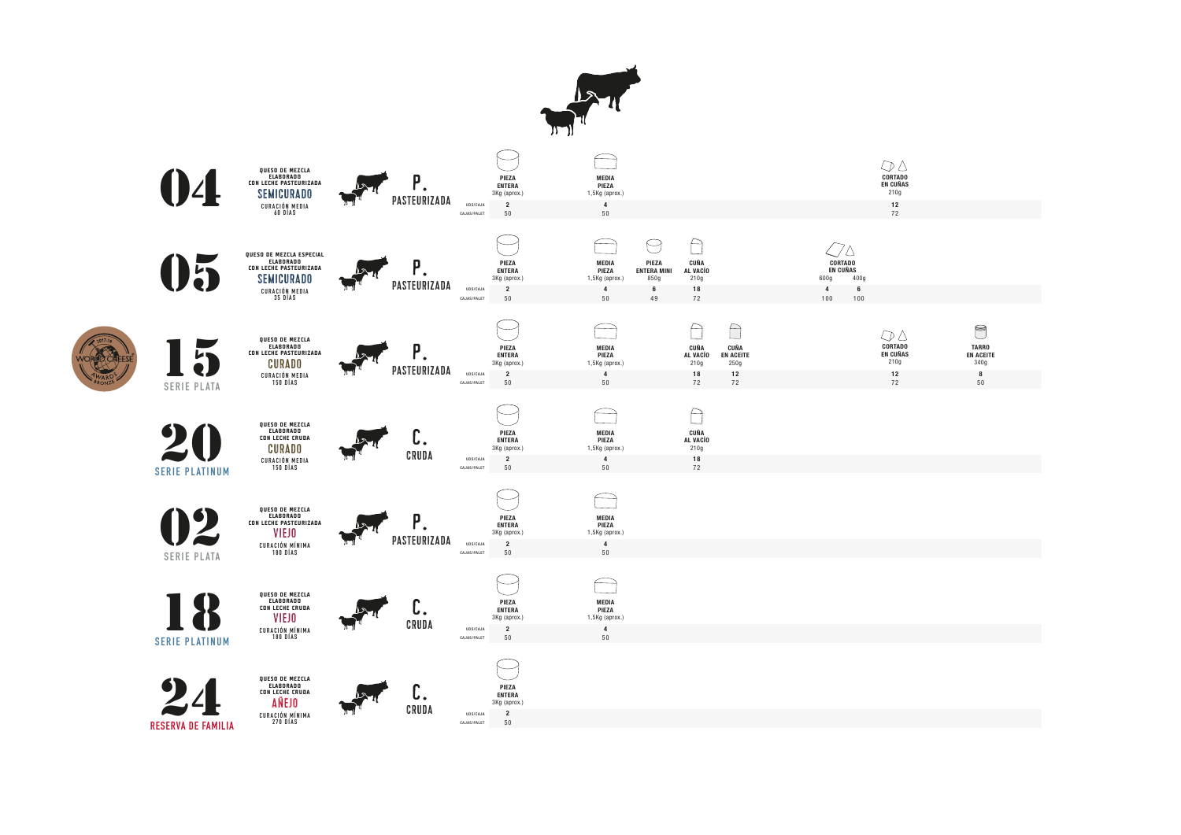| Nº | Descripción | Leche | Pieza entera 3Kg (aprox.) | Media pieza 1,5Kg (aprox.) | Pieza entera mini 850g | Cuña al vacío 210g | Cuña en aceite 250g | Cortado en cuñas 600g | Cortado en cuñas 400g | Cortado en cuñas 210g | Tarro en aceite 340g |
|---|---|---|---|---|---|---|---|---|---|---|---|
| 04 | QUESO DE MEZCLA ELABORADO CON LECHE PASTEURIZADA **SEMICURADO** CURACIÓN MEDIA 60 DÍAS | P. PASTEURIZADA | UDS/CAJA 2 / CAJAS/PALET 50 | 4 / 50 | | | | | | 12 / 72 | |
| 05 | QUESO DE MEZCLA ESPECIAL ELABORADO CON LECHE PASTEURIZADA **SEMICURADO** CURACIÓN MEDIA 35 DÍAS | P. PASTEURIZADA | UDS/CAJA 2 / CAJAS/PALET 50 | 4 / 50 | 6 / 49 | 18 / 72 | | 4 / 100 | 6 / 100 | | |
| 15 SERIE PLATA | QUESO DE MEZCLA ELABORADO CON LECHE PASTEURIZADA **CURADO** CURACIÓN MEDIA 150 DÍAS | P. PASTEURIZADA | UDS/CAJA 2 / CAJAS/PALET 50 | 4 / 50 | | 18 / 72 | 12 / 72 | | | 12 / 72 | 8 / 50 |
| 20 SERIE PLATINUM | QUESO DE MEZCLA ELABORADO CON LECHE CRUDA **CURADO** CURACIÓN MEDIA 150 DÍAS | C. CRUDA | UDS/CAJA 2 / CAJAS/PALET 50 | 4 / 50 | | 18 / 72 | | | | | |
| 02 SERIE PLATA | QUESO DE MEZCLA ELABORADO CON LECHE PASTEURIZADA **VIEJO** CURACIÓN MÍNIMA 180 DÍAS | P. PASTEURIZADA | UDS/CAJA 2 / CAJAS/PALET 50 | 4 / 50 | | | | | | | |
| 18 SERIE PLATINUM | QUESO DE MEZCLA ELABORADO CON LECHE CRUDA **VIEJO** CURACIÓN MÍNIMA 180 DÍAS | C. CRUDA | UDS/CAJA 2 / CAJAS/PALET 50 | 4 / 50 | | | | | | | |
| 24 RESERVA DE FAMILIA | QUESO DE MEZCLA ELABORADO CON LECHE CRUDA **AÑEJO** CURACIÓN MÍNIMA 270 DÍAS | C. CRUDA | UDS/CAJA 2 / CAJAS/PALET 50 | | | | | | | | |

WORLD CHEESE AWARDS 2017-18 BRONZE